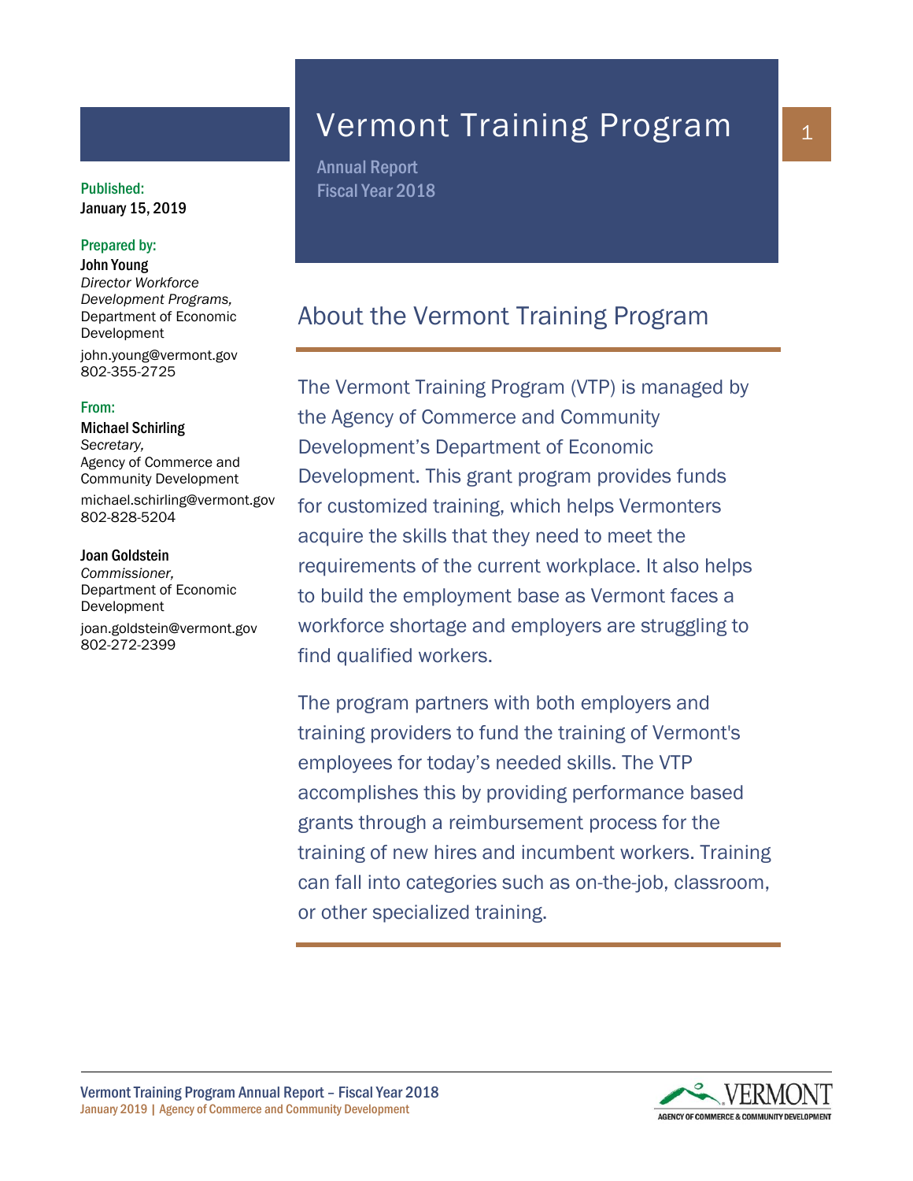# Vermont Training Program

Annual Report
Fiscal Year 2018

**Published:**
January 15, 2019

**Prepared by:**
**John Young**
*Director Workforce Development Programs,*
Department of Economic Development
john.young@vermont.gov
802-355-2725

**From:**
**Michael Schirling**
*Secretary,*
Agency of Commerce and Community Development
michael.schirling@vermont.gov
802-828-5204

**Joan Goldstein**
*Commissioner,*
Department of Economic Development
joan.goldstein@vermont.gov
802-272-2399

## About the Vermont Training Program

The Vermont Training Program (VTP) is managed by the Agency of Commerce and Community Development's Department of Economic Development. This grant program provides funds for customized training, which helps Vermonters acquire the skills that they need to meet the requirements of the current workplace. It also helps to build the employment base as Vermont faces a workforce shortage and employers are struggling to find qualified workers.

The program partners with both employers and training providers to fund the training of Vermont's employees for today's needed skills. The VTP accomplishes this by providing performance based grants through a reimbursement process for the training of new hires and incumbent workers. Training can fall into categories such as on-the-job, classroom, or other specialized training.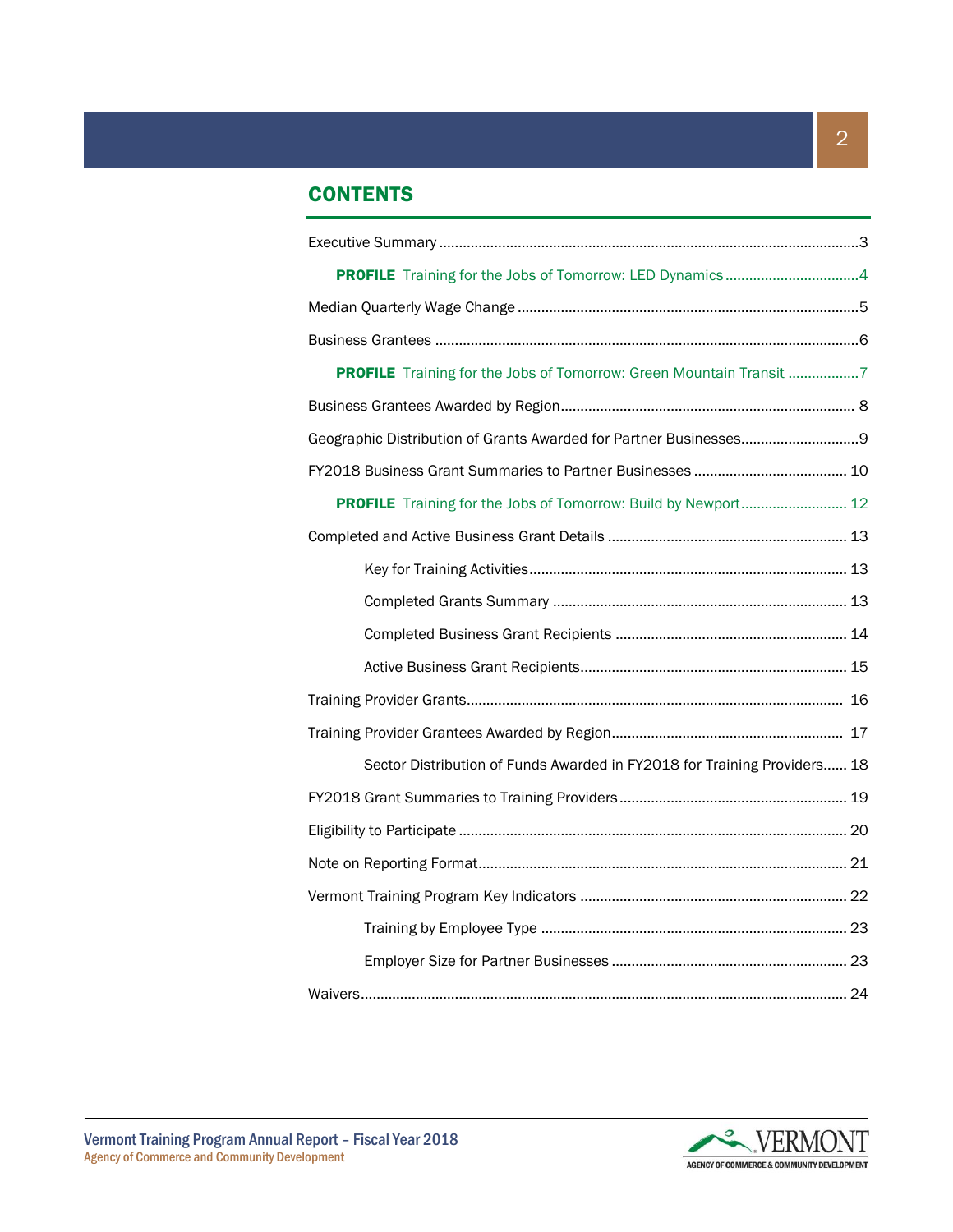## CONTENTS

- Executive Summary ........ 3
  - **PROFILE** Training for the Jobs of Tomorrow: LED Dynamics ........ 4
- Median Quarterly Wage Change ........ 5
- Business Grantees ........ 6
  - **PROFILE** Training for the Jobs of Tomorrow: Green Mountain Transit ........ 7
- Business Grantees Awarded by Region ........ 8
- Geographic Distribution of Grants Awarded for Partner Businesses ........ 9
- FY2018 Business Grant Summaries to Partner Businesses ........ 10
  - **PROFILE** Training for the Jobs of Tomorrow: Build by Newport ........ 12
- Completed and Active Business Grant Details ........ 13
  - Key for Training Activities ........ 13
  - Completed Grants Summary ........ 13
  - Completed Business Grant Recipients ........ 14
  - Active Business Grant Recipients ........ 15
- Training Provider Grants ........ 16
- Training Provider Grantees Awarded by Region ........ 17
  - Sector Distribution of Funds Awarded in FY2018 for Training Providers ........ 18
- FY2018 Grant Summaries to Training Providers ........ 19
- Eligibility to Participate ........ 20
- Note on Reporting Format ........ 21
- Vermont Training Program Key Indicators ........ 22
  - Training by Employee Type ........ 23
  - Employer Size for Partner Businesses ........ 23
- Waivers ........ 24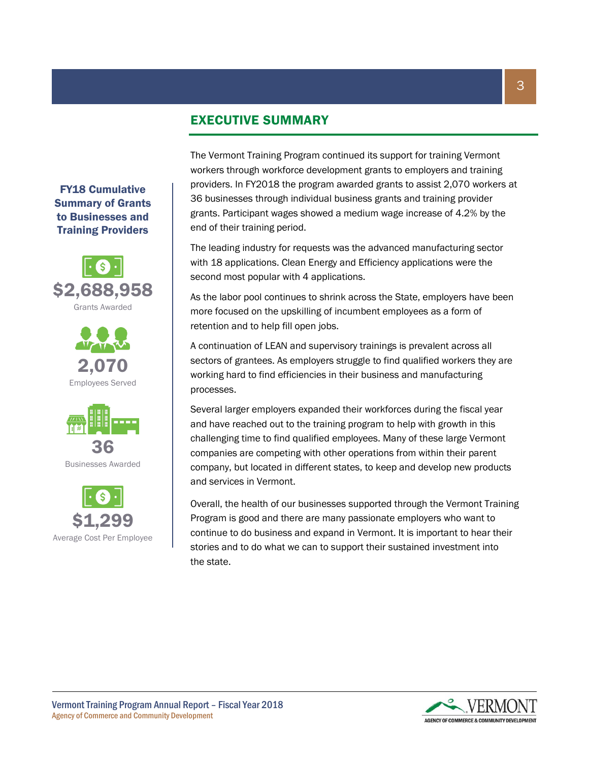## EXECUTIVE SUMMARY

**FY18 Cumulative Summary of Grants to Businesses and Training Providers**

**$2,688,958**
Grants Awarded

**2,070**
Employees Served

**36**
Businesses Awarded

**$1,299**
Average Cost Per Employee

The Vermont Training Program continued its support for training Vermont workers through workforce development grants to employers and training providers. In FY2018 the program awarded grants to assist 2,070 workers at 36 businesses through individual business grants and training provider grants. Participant wages showed a medium wage increase of 4.2% by the end of their training period.

The leading industry for requests was the advanced manufacturing sector with 18 applications. Clean Energy and Efficiency applications were the second most popular with 4 applications.

As the labor pool continues to shrink across the State, employers have been more focused on the upskilling of incumbent employees as a form of retention and to help fill open jobs.

A continuation of LEAN and supervisory trainings is prevalent across all sectors of grantees. As employers struggle to find qualified workers they are working hard to find efficiencies in their business and manufacturing processes.

Several larger employers expanded their workforces during the fiscal year and have reached out to the training program to help with growth in this challenging time to find qualified employees. Many of these large Vermont companies are competing with other operations from within their parent company, but located in different states, to keep and develop new products and services in Vermont.

Overall, the health of our businesses supported through the Vermont Training Program is good and there are many passionate employers who want to continue to do business and expand in Vermont. It is important to hear their stories and to do what we can to support their sustained investment into the state.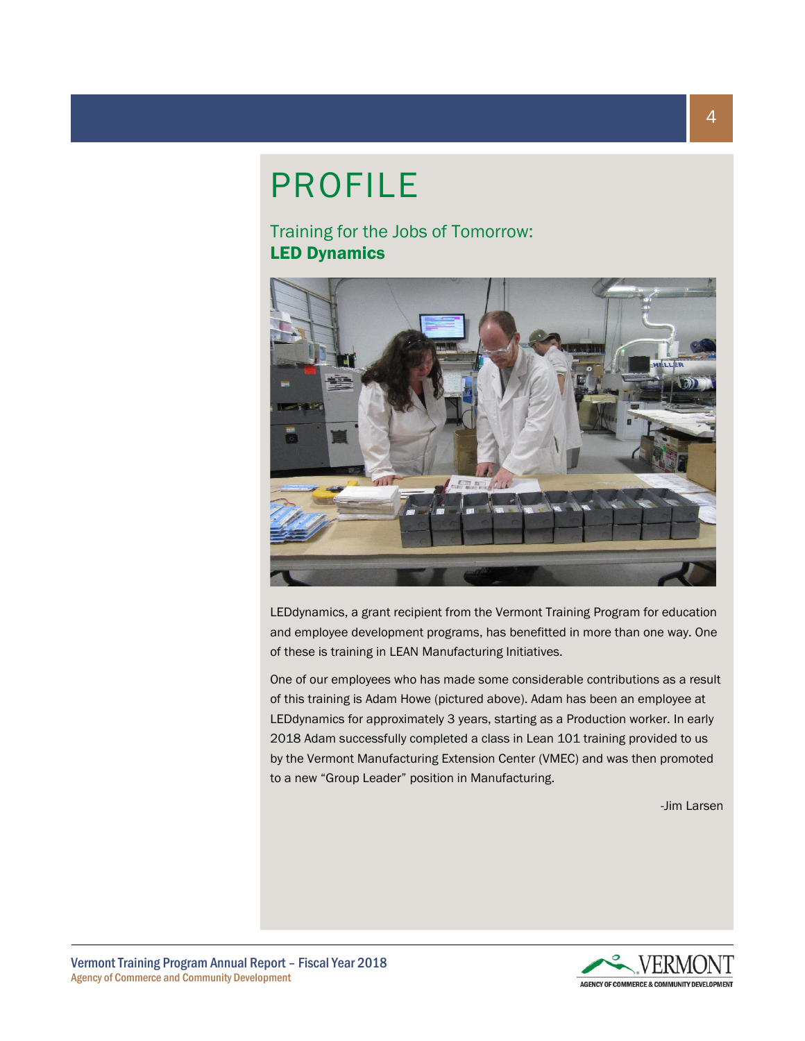# PROFILE

## Training for the Jobs of Tomorrow: **LED Dynamics**

LEDdynamics, a grant recipient from the Vermont Training Program for education and employee development programs, has benefitted in more than one way. One of these is training in LEAN Manufacturing Initiatives.

One of our employees who has made some considerable contributions as a result of this training is Adam Howe (pictured above). Adam has been an employee at LEDdynamics for approximately 3 years, starting as a Production worker. In early 2018 Adam successfully completed a class in Lean 101 training provided to us by the Vermont Manufacturing Extension Center (VMEC) and was then promoted to a new "Group Leader" position in Manufacturing.

-Jim Larsen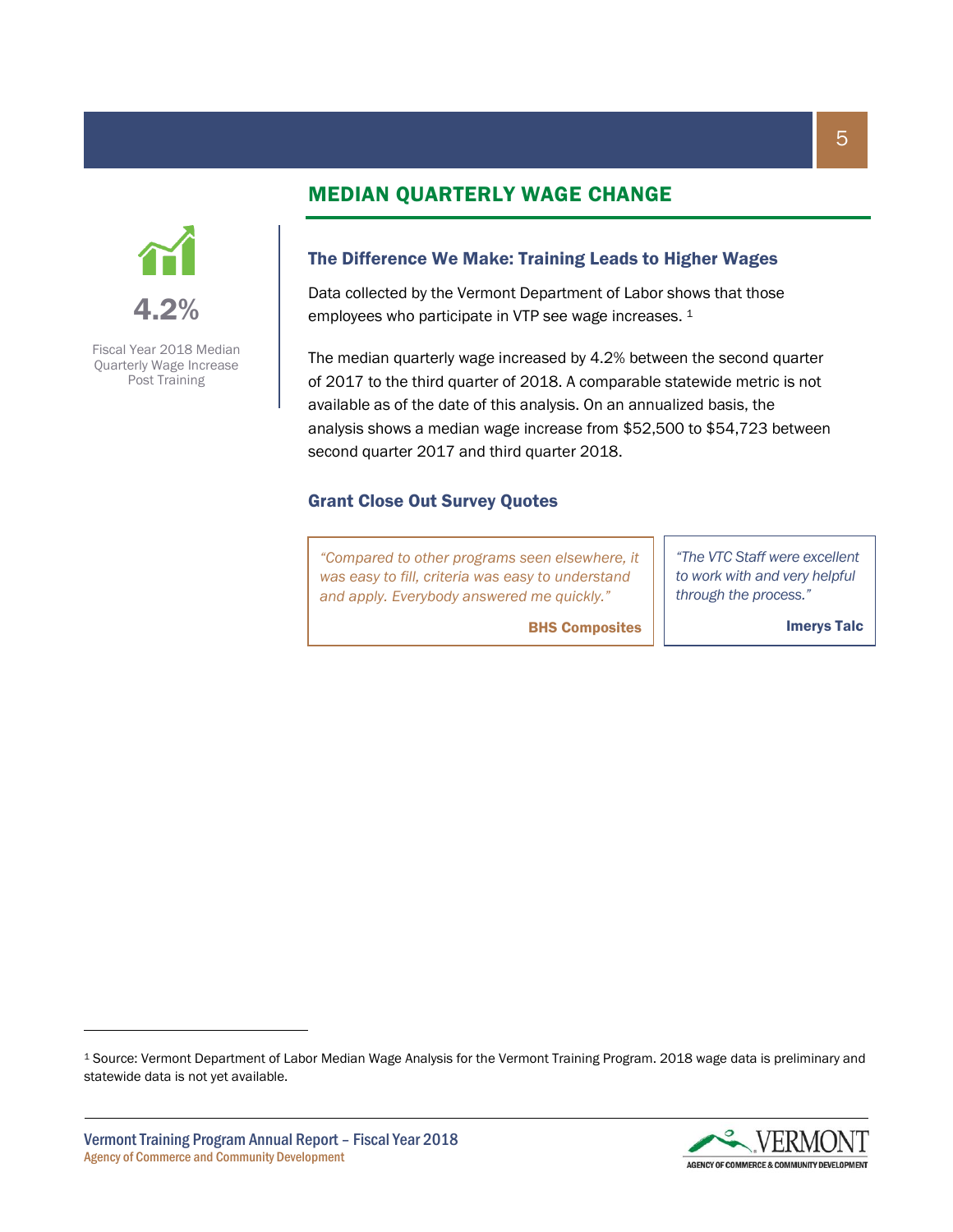## MEDIAN QUARTERLY WAGE CHANGE

**4.2%**

Fiscal Year 2018 Median Quarterly Wage Increase Post Training

### The Difference We Make: Training Leads to Higher Wages

Data collected by the Vermont Department of Labor shows that those employees who participate in VTP see wage increases. [1]

The median quarterly wage increased by 4.2% between the second quarter of 2017 to the third quarter of 2018. A comparable statewide metric is not available as of the date of this analysis. On an annualized basis, the analysis shows a median wage increase from $52,500 to $54,723 between second quarter 2017 and third quarter 2018.

### Grant Close Out Survey Quotes

> *"Compared to other programs seen elsewhere, it was easy to fill, criteria was easy to understand and apply. Everybody answered me quickly."*
>
> **BHS Composites**

> *"The VTC Staff were excellent to work with and very helpful through the process."*
>
> **Imerys Talc**

---

[1] Source: Vermont Department of Labor Median Wage Analysis for the Vermont Training Program. 2018 wage data is preliminary and statewide data is not yet available.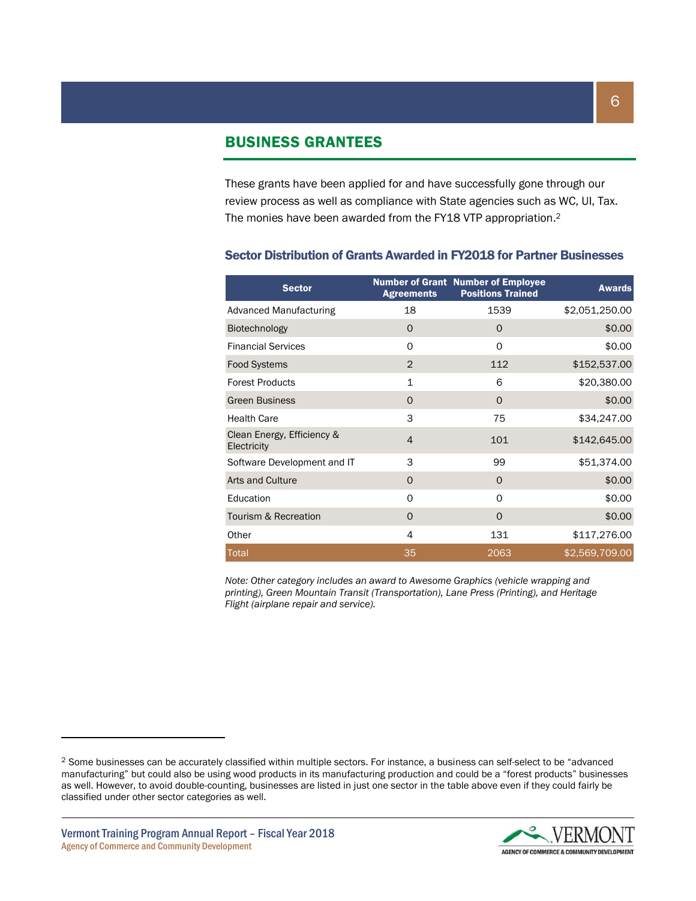## BUSINESS GRANTEES

These grants have been applied for and have successfully gone through our review process as well as compliance with State agencies such as WC, UI, Tax. The monies have been awarded from the FY18 VTP appropriation.[2]

### Sector Distribution of Grants Awarded in FY2018 for Partner Businesses

| Sector | Number of Grant Agreements | Number of Employee Positions Trained | Awards |
|---|---|---|---|
| Advanced Manufacturing | 18 | 1539 | $2,051,250.00 |
| Biotechnology | 0 | 0 | $0.00 |
| Financial Services | 0 | 0 | $0.00 |
| Food Systems | 2 | 112 | $152,537.00 |
| Forest Products | 1 | 6 | $20,380.00 |
| Green Business | 0 | 0 | $0.00 |
| Health Care | 3 | 75 | $34,247.00 |
| Clean Energy, Efficiency & Electricity | 4 | 101 | $142,645.00 |
| Software Development and IT | 3 | 99 | $51,374.00 |
| Arts and Culture | 0 | 0 | $0.00 |
| Education | 0 | 0 | $0.00 |
| Tourism & Recreation | 0 | 0 | $0.00 |
| Other | 4 | 131 | $117,276.00 |
| Total | 35 | 2063 | $2,569,709.00 |

*Note: Other category includes an award to Awesome Graphics (vehicle wrapping and printing), Green Mountain Transit (Transportation), Lane Press (Printing), and Heritage Flight (airplane repair and service).*

---

[2] Some businesses can be accurately classified within multiple sectors. For instance, a business can self-select to be "advanced manufacturing" but could also be using wood products in its manufacturing production and could be a "forest products" businesses as well. However, to avoid double-counting, businesses are listed in just one sector in the table above even if they could fairly be classified under other sector categories as well.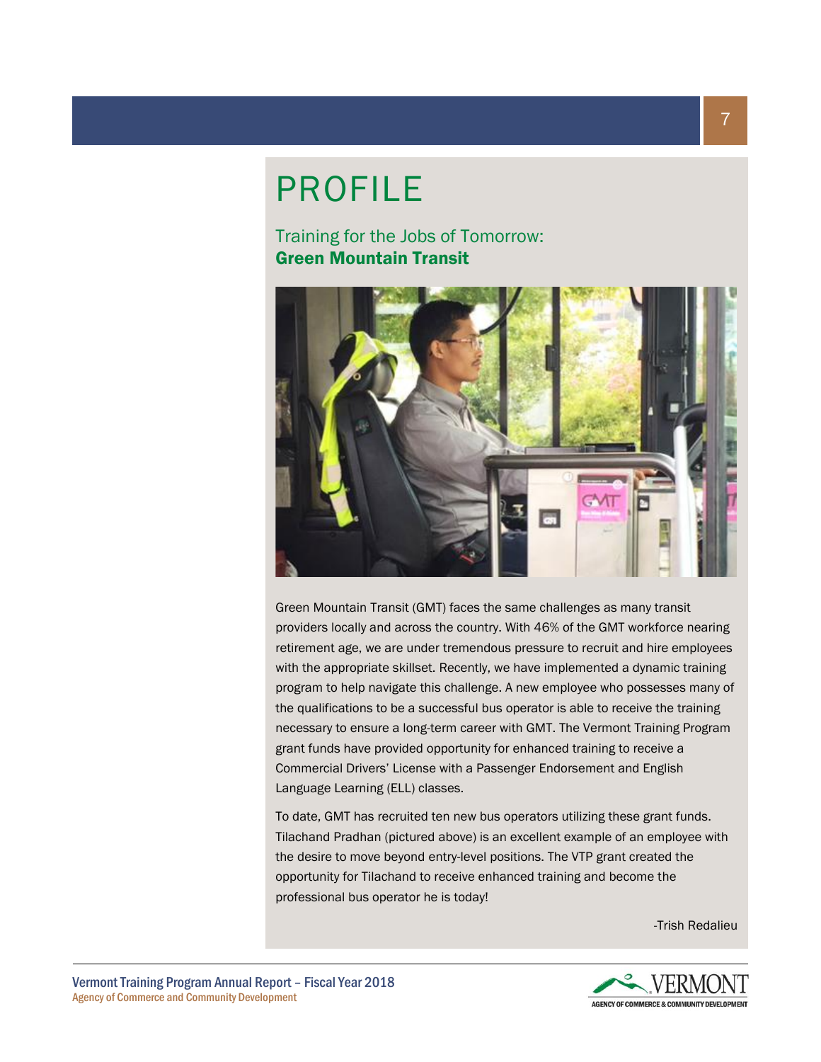# PROFILE

## Training for the Jobs of Tomorrow: **Green Mountain Transit**

Green Mountain Transit (GMT) faces the same challenges as many transit providers locally and across the country. With 46% of the GMT workforce nearing retirement age, we are under tremendous pressure to recruit and hire employees with the appropriate skillset. Recently, we have implemented a dynamic training program to help navigate this challenge. A new employee who possesses many of the qualifications to be a successful bus operator is able to receive the training necessary to ensure a long-term career with GMT. The Vermont Training Program grant funds have provided opportunity for enhanced training to receive a Commercial Drivers' License with a Passenger Endorsement and English Language Learning (ELL) classes.

To date, GMT has recruited ten new bus operators utilizing these grant funds. Tilachand Pradhan (pictured above) is an excellent example of an employee with the desire to move beyond entry-level positions. The VTP grant created the opportunity for Tilachand to receive enhanced training and become the professional bus operator he is today!

-Trish Redalieu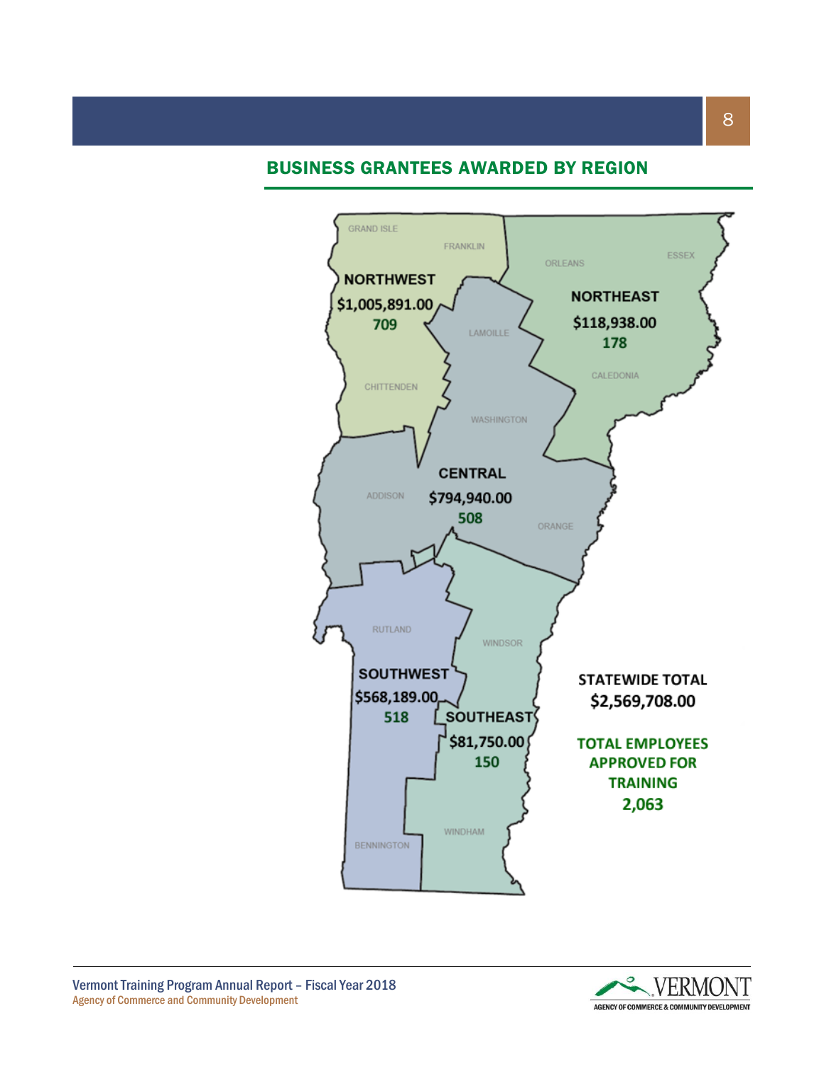## BUSINESS GRANTEES AWARDED BY REGION

GRAND ISLE
FRANKLIN
ORLEANS
ESSEX

**NORTHWEST**
**$1,005,891.00**
**709**

**NORTHEAST**
**$118,938.00**
**178**

LAMOILLE
CALEDONIA
CHITTENDEN
WASHINGTON

**CENTRAL**
**$794,940.00**
**508**

ADDISON
ORANGE
RUTLAND
WINDSOR

**SOUTHWEST**
**$568,189.00**
**518**

**SOUTHEAST**
**$81,750.00**
**150**

WINDHAM
BENNINGTON

**STATEWIDE TOTAL**
**$2,569,708.00**

**TOTAL EMPLOYEES APPROVED FOR TRAINING**
**2,063**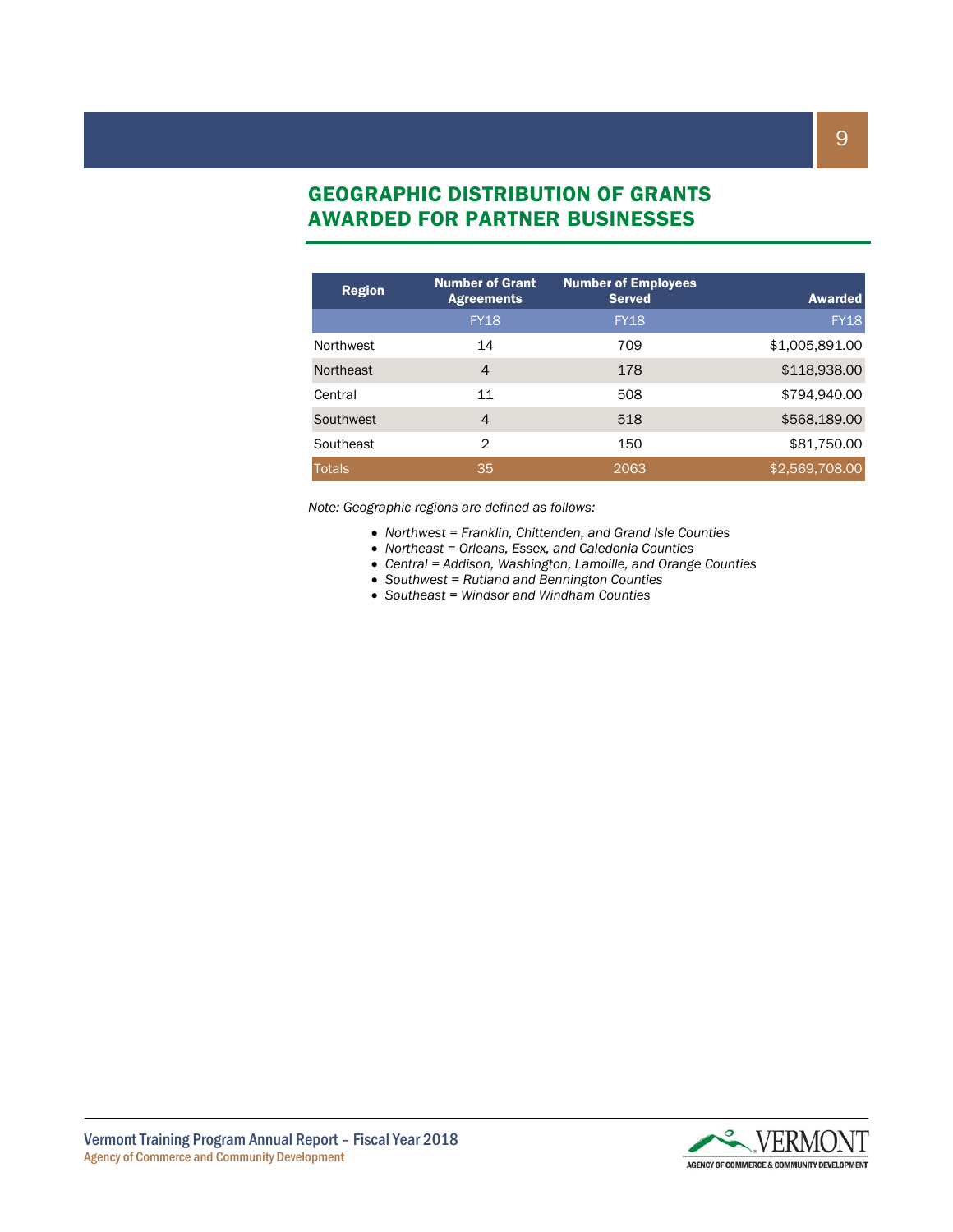## GEOGRAPHIC DISTRIBUTION OF GRANTS AWARDED FOR PARTNER BUSINESSES

| Region | Number of Grant Agreements | Number of Employees Served | Awarded |
|---|---|---|---|
| | FY18 | FY18 | FY18 |
| Northwest | 14 | 709 | $1,005,891.00 |
| Northeast | 4 | 178 | $118,938.00 |
| Central | 11 | 508 | $794,940.00 |
| Southwest | 4 | 518 | $568,189.00 |
| Southeast | 2 | 150 | $81,750.00 |
| Totals | 35 | 2063 | $2,569,708.00 |

*Note: Geographic regions are defined as follows:*

- *Northwest = Franklin, Chittenden, and Grand Isle Counties*
- *Northeast = Orleans, Essex, and Caledonia Counties*
- *Central = Addison, Washington, Lamoille, and Orange Counties*
- *Southwest = Rutland and Bennington Counties*
- *Southeast = Windsor and Windham Counties*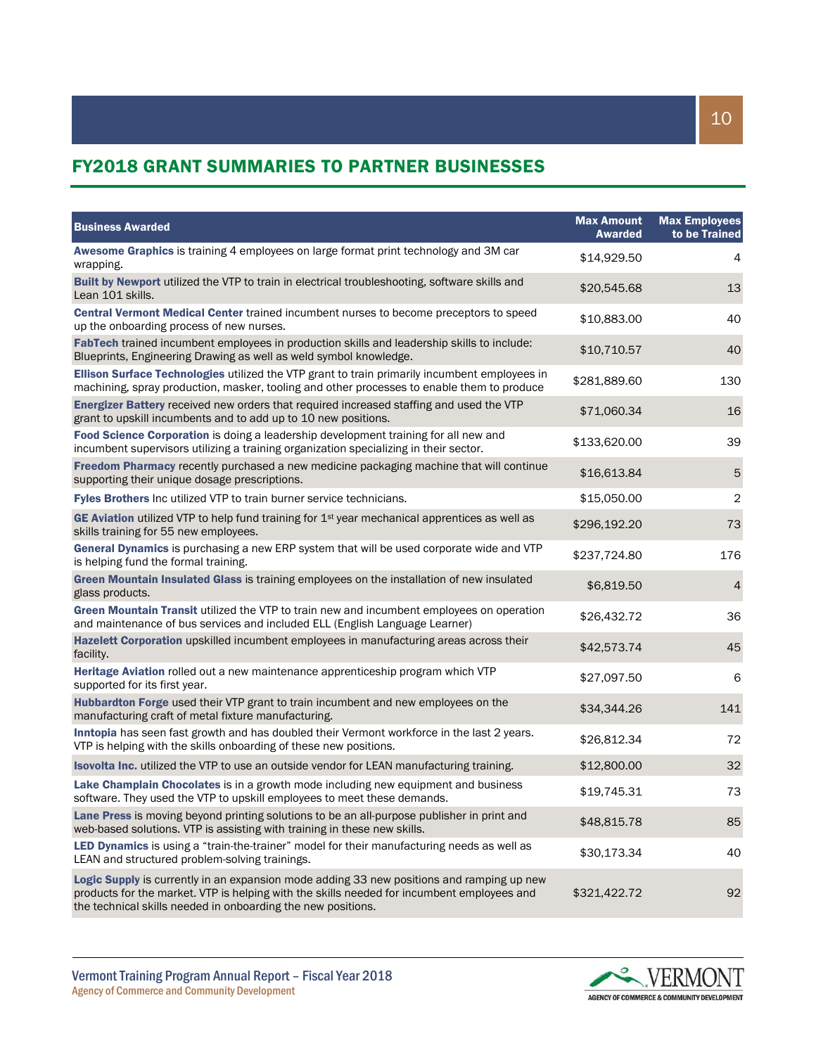## FY2018 GRANT SUMMARIES TO PARTNER BUSINESSES

| Business Awarded | Max Amount Awarded | Max Employees to be Trained |
|---|---|---|
| **Awesome Graphics** is training 4 employees on large format print technology and 3M car wrapping. | $14,929.50 | 4 |
| **Built by Newport** utilized the VTP to train in electrical troubleshooting, software skills and Lean 101 skills. | $20,545.68 | 13 |
| **Central Vermont Medical Center** trained incumbent nurses to become preceptors to speed up the onboarding process of new nurses. | $10,883.00 | 40 |
| **FabTech** trained incumbent employees in production skills and leadership skills to include: Blueprints, Engineering Drawing as well as weld symbol knowledge. | $10,710.57 | 40 |
| **Ellison Surface Technologies** utilized the VTP grant to train primarily incumbent employees in machining, spray production, masker, tooling and other processes to enable them to produce | $281,889.60 | 130 |
| **Energizer Battery** received new orders that required increased staffing and used the VTP grant to upskill incumbents and to add up to 10 new positions. | $71,060.34 | 16 |
| **Food Science Corporation** is doing a leadership development training for all new and incumbent supervisors utilizing a training organization specializing in their sector. | $133,620.00 | 39 |
| **Freedom Pharmacy** recently purchased a new medicine packaging machine that will continue supporting their unique dosage prescriptions. | $16,613.84 | 5 |
| **Fyles Brothers** Inc utilized VTP to train burner service technicians. | $15,050.00 | 2 |
| **GE Aviation** utilized VTP to help fund training for 1st year mechanical apprentices as well as skills training for 55 new employees. | $296,192.20 | 73 |
| **General Dynamics** is purchasing a new ERP system that will be used corporate wide and VTP is helping fund the formal training. | $237,724.80 | 176 |
| **Green Mountain Insulated Glass** is training employees on the installation of new insulated glass products. | $6,819.50 | 4 |
| **Green Mountain Transit** utilized the VTP to train new and incumbent employees on operation and maintenance of bus services and included ELL (English Language Learner) | $26,432.72 | 36 |
| **Hazelett Corporation** upskilled incumbent employees in manufacturing areas across their facility. | $42,573.74 | 45 |
| **Heritage Aviation** rolled out a new maintenance apprenticeship program which VTP supported for its first year. | $27,097.50 | 6 |
| **Hubbardton Forge** used their VTP grant to train incumbent and new employees on the manufacturing craft of metal fixture manufacturing. | $34,344.26 | 141 |
| **Inntopia** has seen fast growth and has doubled their Vermont workforce in the last 2 years. VTP is helping with the skills onboarding of these new positions. | $26,812.34 | 72 |
| **Isovolta Inc.** utilized the VTP to use an outside vendor for LEAN manufacturing training. | $12,800.00 | 32 |
| **Lake Champlain Chocolates** is in a growth mode including new equipment and business software. They used the VTP to upskill employees to meet these demands. | $19,745.31 | 73 |
| **Lane Press** is moving beyond printing solutions to be an all-purpose publisher in print and web-based solutions. VTP is assisting with training in these new skills. | $48,815.78 | 85 |
| **LED Dynamics** is using a "train-the-trainer" model for their manufacturing needs as well as LEAN and structured problem-solving trainings. | $30,173.34 | 40 |
| **Logic Supply** is currently in an expansion mode adding 33 new positions and ramping up new products for the market. VTP is helping with the skills needed for incumbent employees and the technical skills needed in onboarding the new positions. | $321,422.72 | 92 |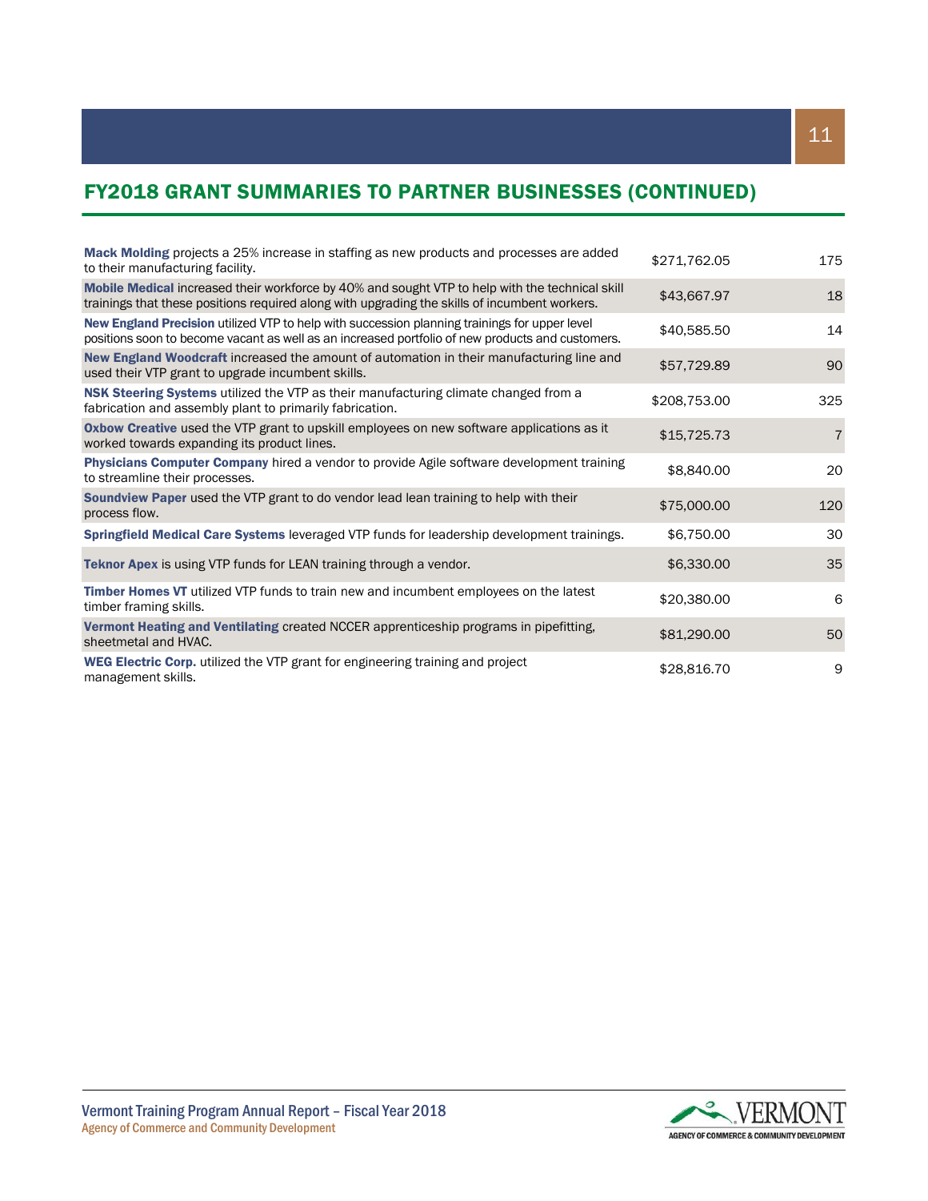## FY2018 GRANT SUMMARIES TO PARTNER BUSINESSES (CONTINUED)

| | | |
|---|---|---|
| **Mack Molding** projects a 25% increase in staffing as new products and processes are added to their manufacturing facility. | $271,762.05 | 175 |
| **Mobile Medical** increased their workforce by 40% and sought VTP to help with the technical skill trainings that these positions required along with upgrading the skills of incumbent workers. | $43,667.97 | 18 |
| **New England Precision** utilized VTP to help with succession planning trainings for upper level positions soon to become vacant as well as an increased portfolio of new products and customers. | $40,585.50 | 14 |
| **New England Woodcraft** increased the amount of automation in their manufacturing line and used their VTP grant to upgrade incumbent skills. | $57,729.89 | 90 |
| **NSK Steering Systems** utilized the VTP as their manufacturing climate changed from a fabrication and assembly plant to primarily fabrication. | $208,753.00 | 325 |
| **Oxbow Creative** used the VTP grant to upskill employees on new software applications as it worked towards expanding its product lines. | $15,725.73 | 7 |
| **Physicians Computer Company** hired a vendor to provide Agile software development training to streamline their processes. | $8,840.00 | 20 |
| **Soundview Paper** used the VTP grant to do vendor lead lean training to help with their process flow. | $75,000.00 | 120 |
| **Springfield Medical Care Systems** leveraged VTP funds for leadership development trainings. | $6,750.00 | 30 |
| **Teknor Apex** is using VTP funds for LEAN training through a vendor. | $6,330.00 | 35 |
| **Timber Homes VT** utilized VTP funds to train new and incumbent employees on the latest timber framing skills. | $20,380.00 | 6 |
| **Vermont Heating and Ventilating** created NCCER apprenticeship programs in pipefitting, sheetmetal and HVAC. | $81,290.00 | 50 |
| **WEG Electric Corp.** utilized the VTP grant for engineering training and project management skills. | $28,816.70 | 9 |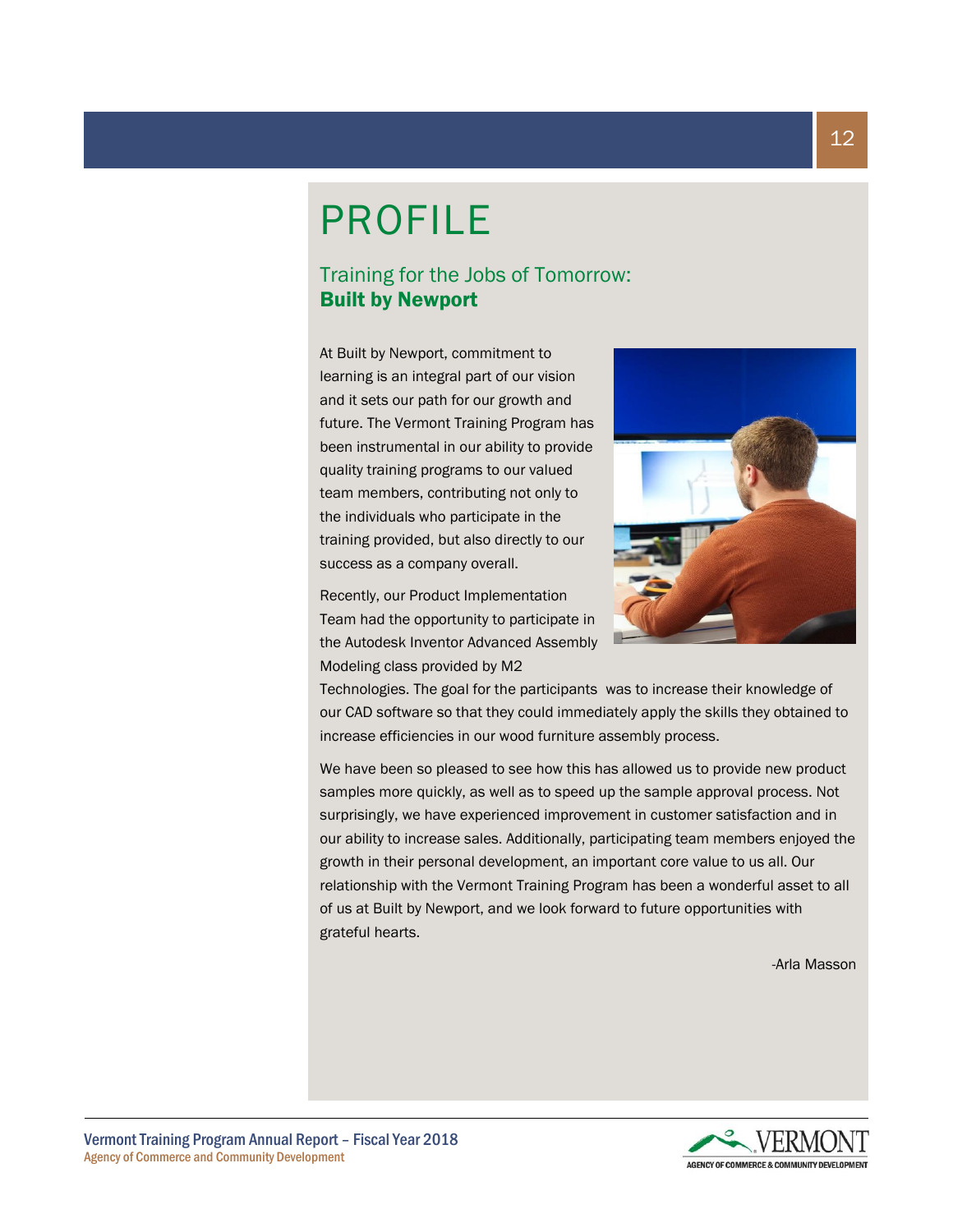# PROFILE

## Training for the Jobs of Tomorrow: **Built by Newport**

At Built by Newport, commitment to learning is an integral part of our vision and it sets our path for our growth and future. The Vermont Training Program has been instrumental in our ability to provide quality training programs to our valued team members, contributing not only to the individuals who participate in the training provided, but also directly to our success as a company overall.

Recently, our Product Implementation Team had the opportunity to participate in the Autodesk Inventor Advanced Assembly Modeling class provided by M2 Technologies. The goal for the participants was to increase their knowledge of our CAD software so that they could immediately apply the skills they obtained to increase efficiencies in our wood furniture assembly process.

We have been so pleased to see how this has allowed us to provide new product samples more quickly, as well as to speed up the sample approval process. Not surprisingly, we have experienced improvement in customer satisfaction and in our ability to increase sales. Additionally, participating team members enjoyed the growth in their personal development, an important core value to us all. Our relationship with the Vermont Training Program has been a wonderful asset to all of us at Built by Newport, and we look forward to future opportunities with grateful hearts.

-Arla Masson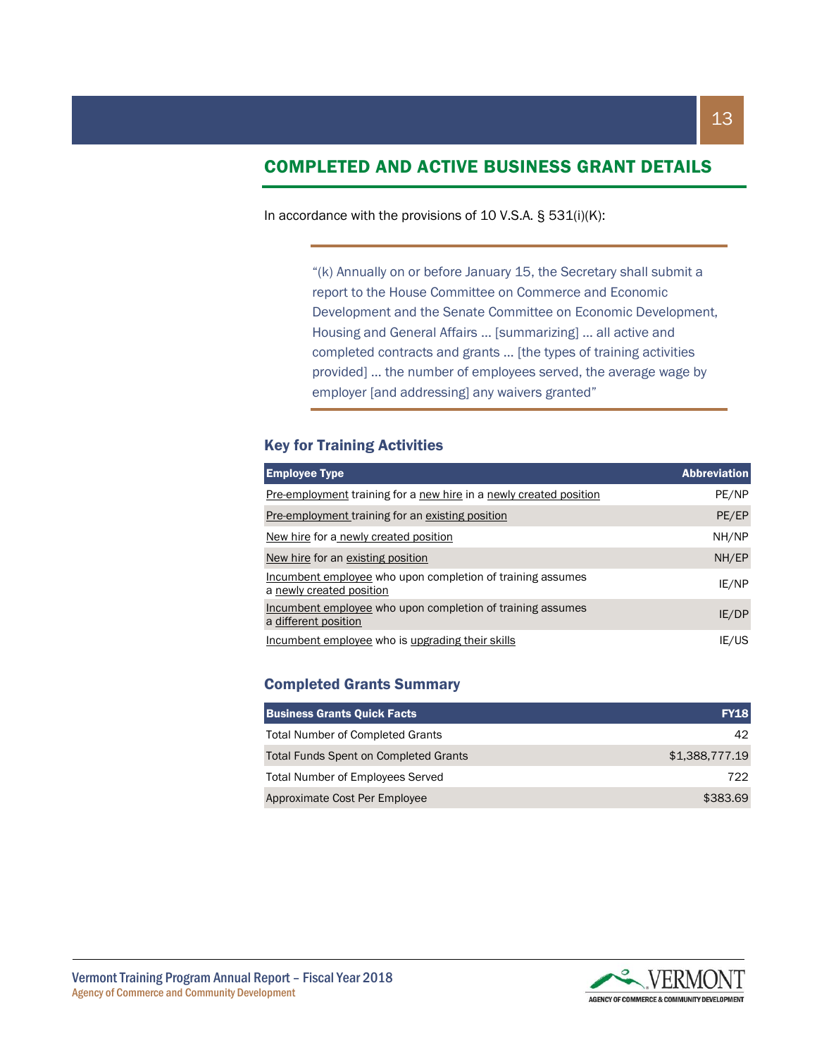## COMPLETED AND ACTIVE BUSINESS GRANT DETAILS

In accordance with the provisions of 10 V.S.A. § 531(i)(K):

> "(k) Annually on or before January 15, the Secretary shall submit a report to the House Committee on Commerce and Economic Development and the Senate Committee on Economic Development, Housing and General Affairs … [summarizing] … all active and completed contracts and grants … [the types of training activities provided] … the number of employees served, the average wage by employer [and addressing] any waivers granted"

### Key for Training Activities

| Employee Type | Abbreviation |
|---|---|
| Pre-employment training for a new hire in a newly created position | PE/NP |
| Pre-employment training for an existing position | PE/EP |
| New hire for a newly created position | NH/NP |
| New hire for an existing position | NH/EP |
| Incumbent employee who upon completion of training assumes a newly created position | IE/NP |
| Incumbent employee who upon completion of training assumes a different position | IE/DP |
| Incumbent employee who is upgrading their skills | IE/US |

### Completed Grants Summary

| Business Grants Quick Facts | FY18 |
|---|---|
| Total Number of Completed Grants | 42 |
| Total Funds Spent on Completed Grants | $1,388,777.19 |
| Total Number of Employees Served | 722 |
| Approximate Cost Per Employee | $383.69 |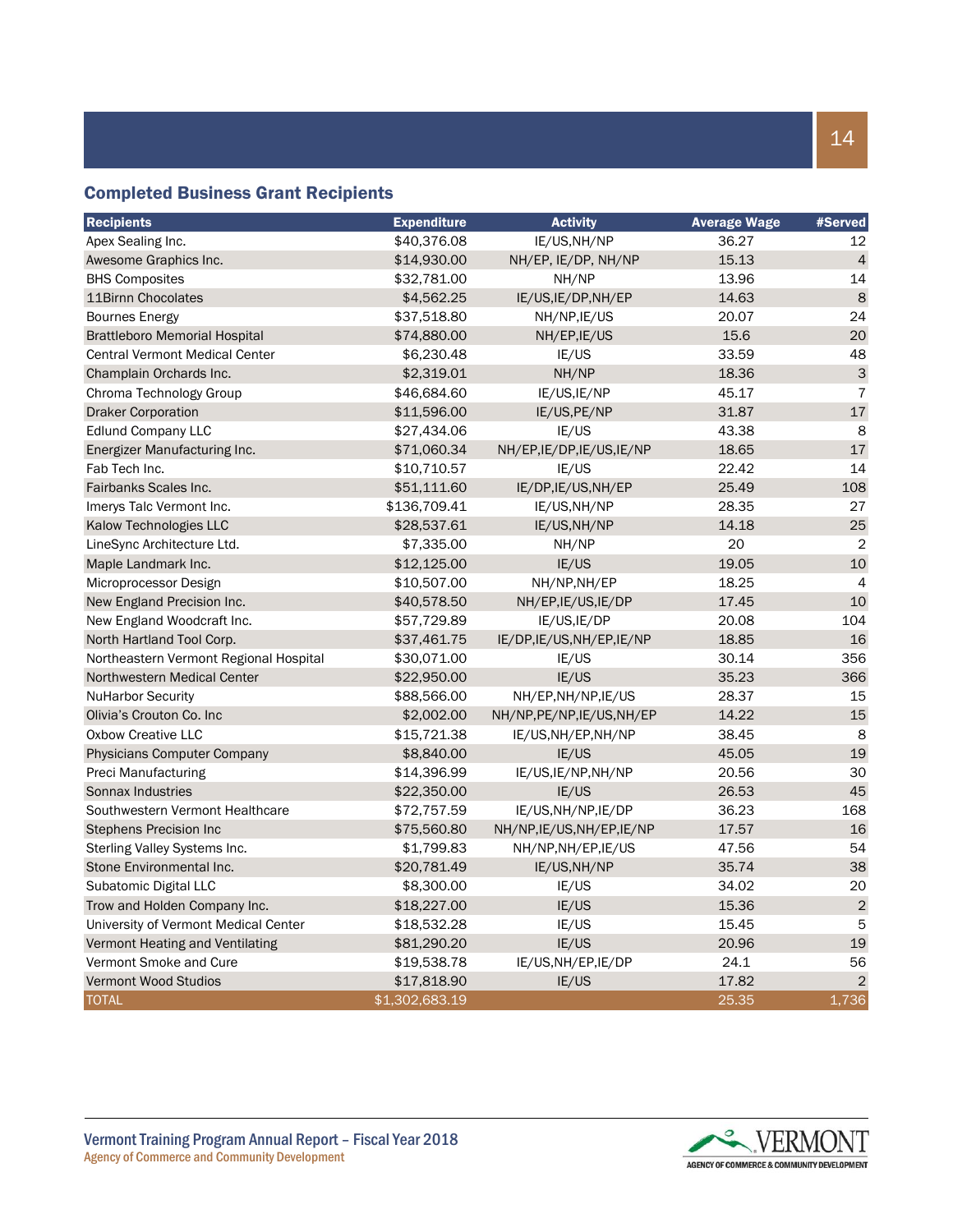## Completed Business Grant Recipients

| Recipients | Expenditure | Activity | Average Wage | #Served |
|---|---|---|---|---|
| Apex Sealing Inc. | $40,376.08 | IE/US,NH/NP | 36.27 | 12 |
| Awesome Graphics Inc. | $14,930.00 | NH/EP, IE/DP, NH/NP | 15.13 | 4 |
| BHS Composites | $32,781.00 | NH/NP | 13.96 | 14 |
| 11Birnn Chocolates | $4,562.25 | IE/US,IE/DP,NH/EP | 14.63 | 8 |
| Bournes Energy | $37,518.80 | NH/NP,IE/US | 20.07 | 24 |
| Brattleboro Memorial Hospital | $74,880.00 | NH/EP,IE/US | 15.6 | 20 |
| Central Vermont Medical Center | $6,230.48 | IE/US | 33.59 | 48 |
| Champlain Orchards Inc. | $2,319.01 | NH/NP | 18.36 | 3 |
| Chroma Technology Group | $46,684.60 | IE/US,IE/NP | 45.17 | 7 |
| Draker Corporation | $11,596.00 | IE/US,PE/NP | 31.87 | 17 |
| Edlund Company LLC | $27,434.06 | IE/US | 43.38 | 8 |
| Energizer Manufacturing Inc. | $71,060.34 | NH/EP,IE/DP,IE/US,IE/NP | 18.65 | 17 |
| Fab Tech Inc. | $10,710.57 | IE/US | 22.42 | 14 |
| Fairbanks Scales Inc. | $51,111.60 | IE/DP,IE/US,NH/EP | 25.49 | 108 |
| Imerys Talc Vermont Inc. | $136,709.41 | IE/US,NH/NP | 28.35 | 27 |
| Kalow Technologies LLC | $28,537.61 | IE/US,NH/NP | 14.18 | 25 |
| LineSync Architecture Ltd. | $7,335.00 | NH/NP | 20 | 2 |
| Maple Landmark Inc. | $12,125.00 | IE/US | 19.05 | 10 |
| Microprocessor Design | $10,507.00 | NH/NP,NH/EP | 18.25 | 4 |
| New England Precision Inc. | $40,578.50 | NH/EP,IE/US,IE/DP | 17.45 | 10 |
| New England Woodcraft Inc. | $57,729.89 | IE/US,IE/DP | 20.08 | 104 |
| North Hartland Tool Corp. | $37,461.75 | IE/DP,IE/US,NH/EP,IE/NP | 18.85 | 16 |
| Northeastern Vermont Regional Hospital | $30,071.00 | IE/US | 30.14 | 356 |
| Northwestern Medical Center | $22,950.00 | IE/US | 35.23 | 366 |
| NuHarbor Security | $88,566.00 | NH/EP,NH/NP,IE/US | 28.37 | 15 |
| Olivia's Crouton Co. Inc | $2,002.00 | NH/NP,PE/NP,IE/US,NH/EP | 14.22 | 15 |
| Oxbow Creative LLC | $15,721.38 | IE/US,NH/EP,NH/NP | 38.45 | 8 |
| Physicians Computer Company | $8,840.00 | IE/US | 45.05 | 19 |
| Preci Manufacturing | $14,396.99 | IE/US,IE/NP,NH/NP | 20.56 | 30 |
| Sonnax Industries | $22,350.00 | IE/US | 26.53 | 45 |
| Southwestern Vermont Healthcare | $72,757.59 | IE/US,NH/NP,IE/DP | 36.23 | 168 |
| Stephens Precision Inc | $75,560.80 | NH/NP,IE/US,NH/EP,IE/NP | 17.57 | 16 |
| Sterling Valley Systems Inc. | $1,799.83 | NH/NP,NH/EP,IE/US | 47.56 | 54 |
| Stone Environmental Inc. | $20,781.49 | IE/US,NH/NP | 35.74 | 38 |
| Subatomic Digital LLC | $8,300.00 | IE/US | 34.02 | 20 |
| Trow and Holden Company Inc. | $18,227.00 | IE/US | 15.36 | 2 |
| University of Vermont Medical Center | $18,532.28 | IE/US | 15.45 | 5 |
| Vermont Heating and Ventilating | $81,290.20 | IE/US | 20.96 | 19 |
| Vermont Smoke and Cure | $19,538.78 | IE/US,NH/EP,IE/DP | 24.1 | 56 |
| Vermont Wood Studios | $17,818.90 | IE/US | 17.82 | 2 |
| TOTAL | $1,302,683.19 | | 25.35 | 1,736 |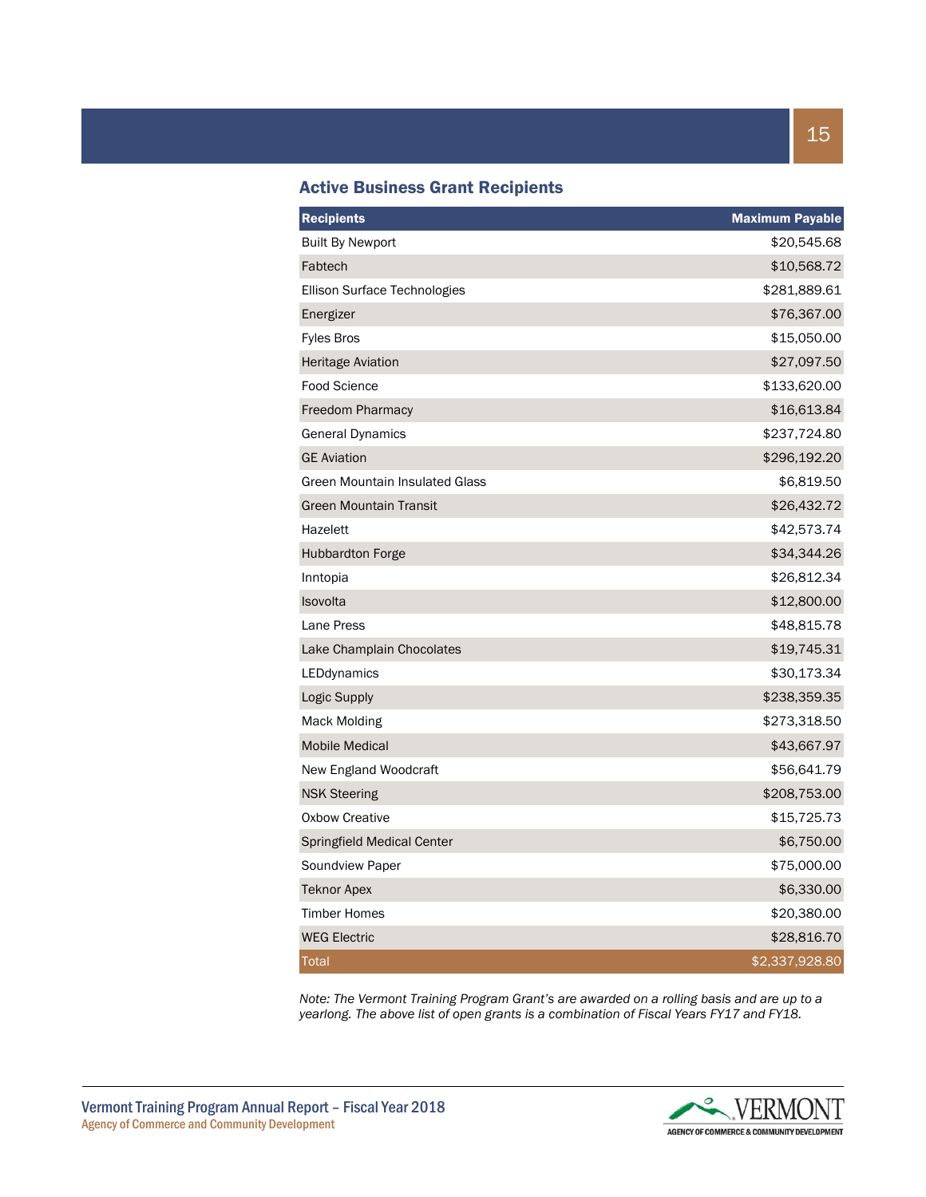## Active Business Grant Recipients

| Recipients | Maximum Payable |
|---|---:|
| Built By Newport | $20,545.68 |
| Fabtech | $10,568.72 |
| Ellison Surface Technologies | $281,889.61 |
| Energizer | $76,367.00 |
| Fyles Bros | $15,050.00 |
| Heritage Aviation | $27,097.50 |
| Food Science | $133,620.00 |
| Freedom Pharmacy | $16,613.84 |
| General Dynamics | $237,724.80 |
| GE Aviation | $296,192.20 |
| Green Mountain Insulated Glass | $6,819.50 |
| Green Mountain Transit | $26,432.72 |
| Hazelett | $42,573.74 |
| Hubbardton Forge | $34,344.26 |
| Inntopia | $26,812.34 |
| Isovolta | $12,800.00 |
| Lane Press | $48,815.78 |
| Lake Champlain Chocolates | $19,745.31 |
| LEDdynamics | $30,173.34 |
| Logic Supply | $238,359.35 |
| Mack Molding | $273,318.50 |
| Mobile Medical | $43,667.97 |
| New England Woodcraft | $56,641.79 |
| NSK Steering | $208,753.00 |
| Oxbow Creative | $15,725.73 |
| Springfield Medical Center | $6,750.00 |
| Soundview Paper | $75,000.00 |
| Teknor Apex | $6,330.00 |
| Timber Homes | $20,380.00 |
| WEG Electric | $28,816.70 |
| Total | $2,337,928.80 |

*Note: The Vermont Training Program Grant's are awarded on a rolling basis and are up to a yearlong. The above list of open grants is a combination of Fiscal Years FY17 and FY18.*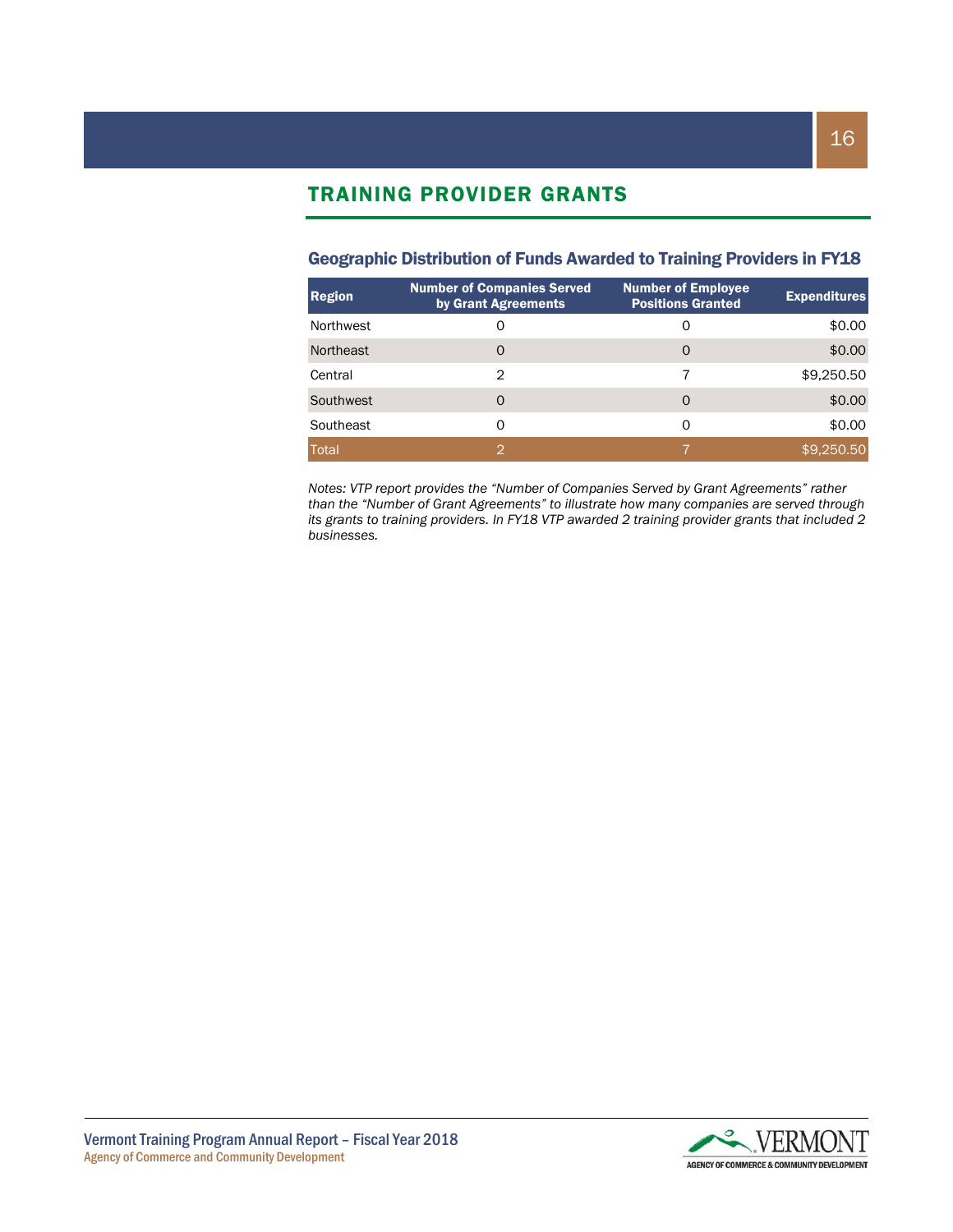# TRAINING PROVIDER GRANTS

### Geographic Distribution of Funds Awarded to Training Providers in FY18

| Region | Number of Companies Served by Grant Agreements | Number of Employee Positions Granted | Expenditures |
|---|---|---|---|
| Northwest | 0 | 0 | $0.00 |
| Northeast | 0 | 0 | $0.00 |
| Central | 2 | 7 | $9,250.50 |
| Southwest | 0 | 0 | $0.00 |
| Southeast | 0 | 0 | $0.00 |
| Total | 2 | 7 | $9,250.50 |

*Notes: VTP report provides the "Number of Companies Served by Grant Agreements" rather than the "Number of Grant Agreements" to illustrate how many companies are served through its grants to training providers. In FY18 VTP awarded 2 training provider grants that included 2 businesses.*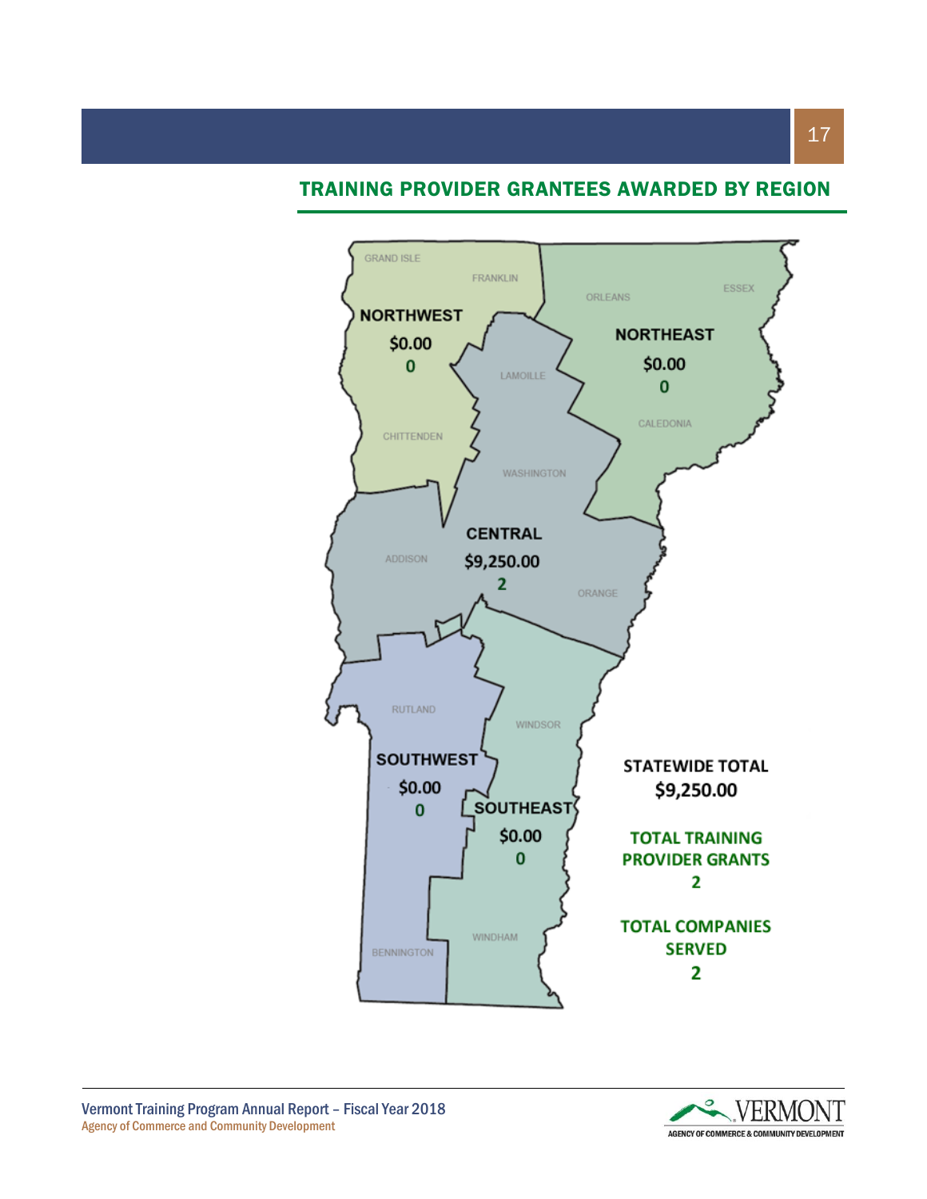## TRAINING PROVIDER GRANTEES AWARDED BY REGION

GRAND ISLE

FRANKLIN

ORLEANS

ESSEX

**NORTHWEST**
**$0.00**
**0**

**NORTHEAST**
**$0.00**
**0**

LAMOILLE

CALEDONIA

CHITTENDEN

WASHINGTON

**CENTRAL**
**$9,250.00**
**2**

ADDISON

ORANGE

RUTLAND

WINDSOR

**SOUTHWEST**
**$0.00**
**0**

**SOUTHEAST**
**$0.00**
**0**

BENNINGTON

WINDHAM

**STATEWIDE TOTAL**
**$9,250.00**

**TOTAL TRAINING PROVIDER GRANTS**
**2**

**TOTAL COMPANIES SERVED**
**2**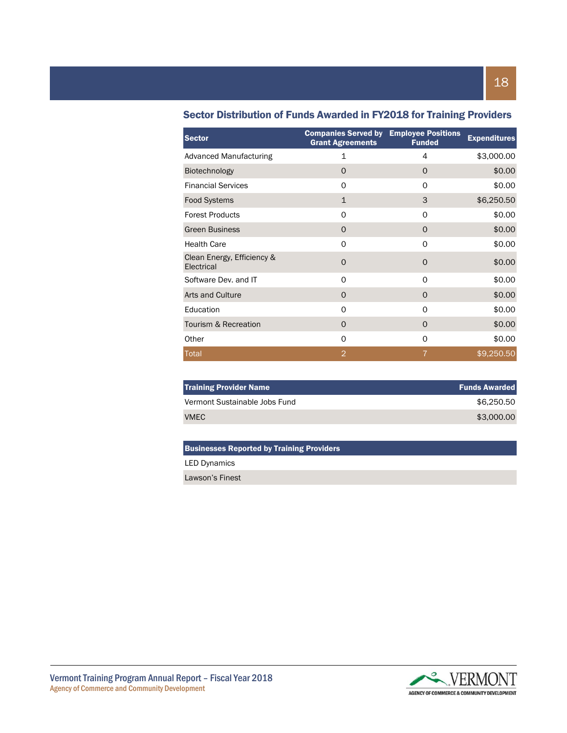## Sector Distribution of Funds Awarded in FY2018 for Training Providers

| Sector | Companies Served by Grant Agreements | Employee Positions Funded | Expenditures |
|---|---|---|---|
| Advanced Manufacturing | 1 | 4 | $3,000.00 |
| Biotechnology | 0 | 0 | $0.00 |
| Financial Services | 0 | 0 | $0.00 |
| Food Systems | 1 | 3 | $6,250.50 |
| Forest Products | 0 | 0 | $0.00 |
| Green Business | 0 | 0 | $0.00 |
| Health Care | 0 | 0 | $0.00 |
| Clean Energy, Efficiency & Electrical | 0 | 0 | $0.00 |
| Software Dev. and IT | 0 | 0 | $0.00 |
| Arts and Culture | 0 | 0 | $0.00 |
| Education | 0 | 0 | $0.00 |
| Tourism & Recreation | 0 | 0 | $0.00 |
| Other | 0 | 0 | $0.00 |
| Total | 2 | 7 | $9,250.50 |

| Training Provider Name | Funds Awarded |
|---|---|
| Vermont Sustainable Jobs Fund | $6,250.50 |
| VMEC | $3,000.00 |

| Businesses Reported by Training Providers |
|---|
| LED Dynamics |
| Lawson's Finest |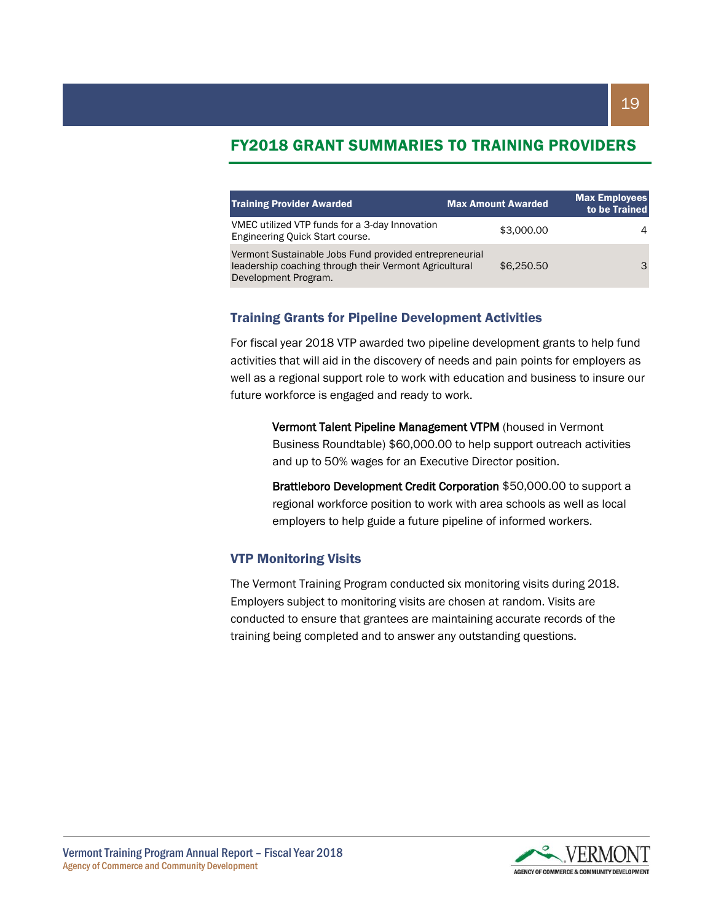## FY2018 GRANT SUMMARIES TO TRAINING PROVIDERS

| Training Provider Awarded | Max Amount Awarded | Max Employees to be Trained |
|---|---|---|
| VMEC utilized VTP funds for a 3-day Innovation Engineering Quick Start course. | $3,000.00 | 4 |
| Vermont Sustainable Jobs Fund provided entrepreneurial leadership coaching through their Vermont Agricultural Development Program. | $6,250.50 | 3 |

### Training Grants for Pipeline Development Activities

For fiscal year 2018 VTP awarded two pipeline development grants to help fund activities that will aid in the discovery of needs and pain points for employers as well as a regional support role to work with education and business to insure our future workforce is engaged and ready to work.

**Vermont Talent Pipeline Management VTPM** (housed in Vermont Business Roundtable) $60,000.00 to help support outreach activities and up to 50% wages for an Executive Director position.

**Brattleboro Development Credit Corporation** $50,000.00 to support a regional workforce position to work with area schools as well as local employers to help guide a future pipeline of informed workers.

### VTP Monitoring Visits

The Vermont Training Program conducted six monitoring visits during 2018. Employers subject to monitoring visits are chosen at random. Visits are conducted to ensure that grantees are maintaining accurate records of the training being completed and to answer any outstanding questions.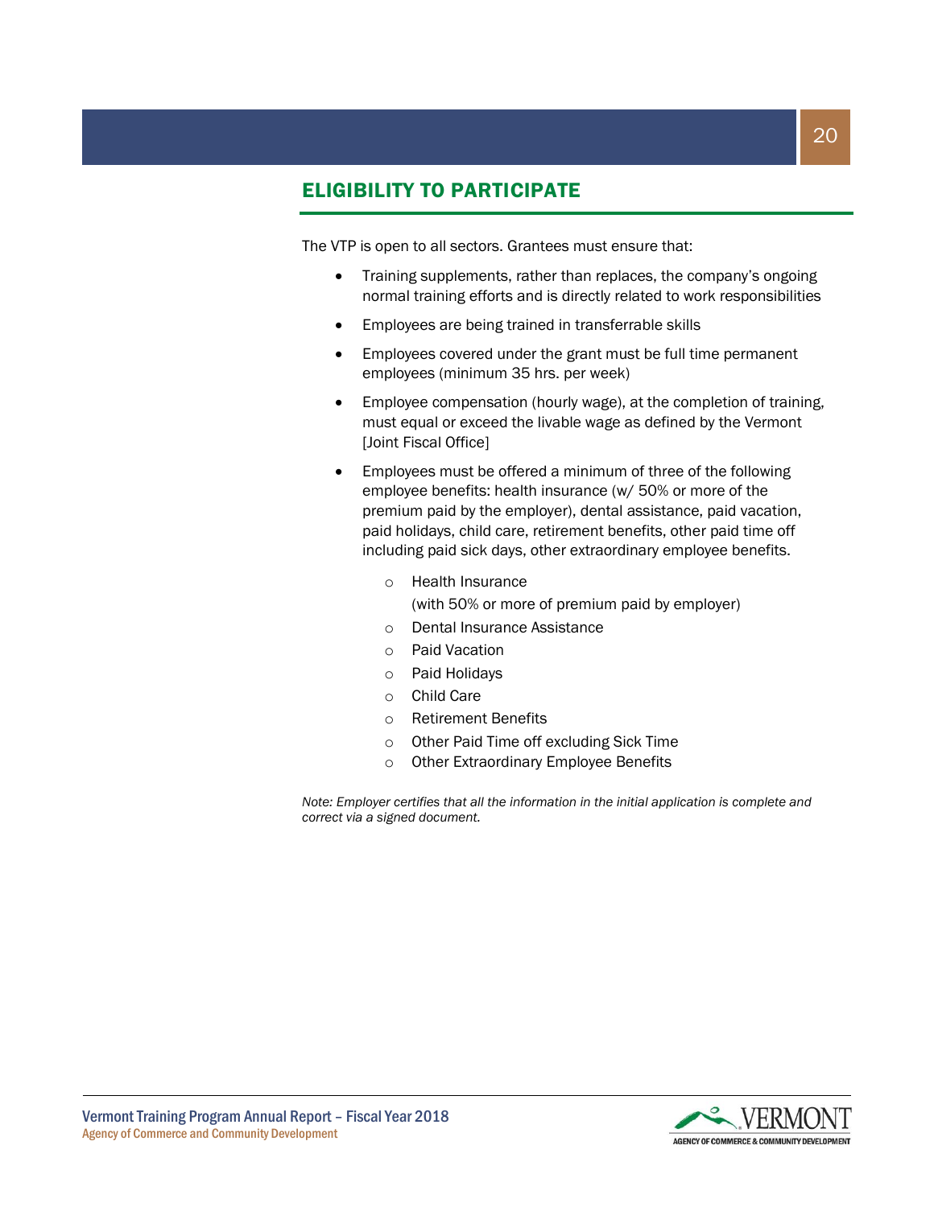## ELIGIBILITY TO PARTICIPATE

The VTP is open to all sectors. Grantees must ensure that:

- Training supplements, rather than replaces, the company's ongoing normal training efforts and is directly related to work responsibilities
- Employees are being trained in transferrable skills
- Employees covered under the grant must be full time permanent employees (minimum 35 hrs. per week)
- Employee compensation (hourly wage), at the completion of training, must equal or exceed the livable wage as defined by the Vermont [Joint Fiscal Office]
- Employees must be offered a minimum of three of the following employee benefits: health insurance (w/ 50% or more of the premium paid by the employer), dental assistance, paid vacation, paid holidays, child care, retirement benefits, other paid time off including paid sick days, other extraordinary employee benefits.
    - Health Insurance
      (with 50% or more of premium paid by employer)
    - Dental Insurance Assistance
    - Paid Vacation
    - Paid Holidays
    - Child Care
    - Retirement Benefits
    - Other Paid Time off excluding Sick Time
    - Other Extraordinary Employee Benefits

*Note: Employer certifies that all the information in the initial application is complete and correct via a signed document.*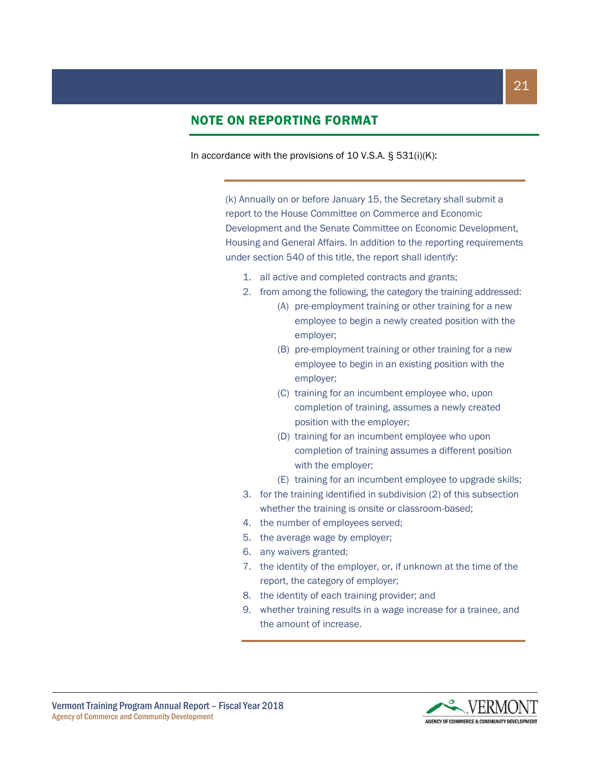## NOTE ON REPORTING FORMAT

In accordance with the provisions of 10 V.S.A. § 531(i)(K):

> (k) Annually on or before January 15, the Secretary shall submit a report to the House Committee on Commerce and Economic Development and the Senate Committee on Economic Development, Housing and General Affairs. In addition to the reporting requirements under section 540 of this title, the report shall identify:
>
> 1. all active and completed contracts and grants;
> 2. from among the following, the category the training addressed:
>    - (A) pre-employment training or other training for a new employee to begin a newly created position with the employer;
>    - (B) pre-employment training or other training for a new employee to begin in an existing position with the employer;
>    - (C) training for an incumbent employee who, upon completion of training, assumes a newly created position with the employer;
>    - (D) training for an incumbent employee who upon completion of training assumes a different position with the employer;
>    - (E) training for an incumbent employee to upgrade skills;
> 3. for the training identified in subdivision (2) of this subsection whether the training is onsite or classroom-based;
> 4. the number of employees served;
> 5. the average wage by employer;
> 6. any waivers granted;
> 7. the identity of the employer, or, if unknown at the time of the report, the category of employer;
> 8. the identity of each training provider; and
> 9. whether training results in a wage increase for a trainee, and the amount of increase.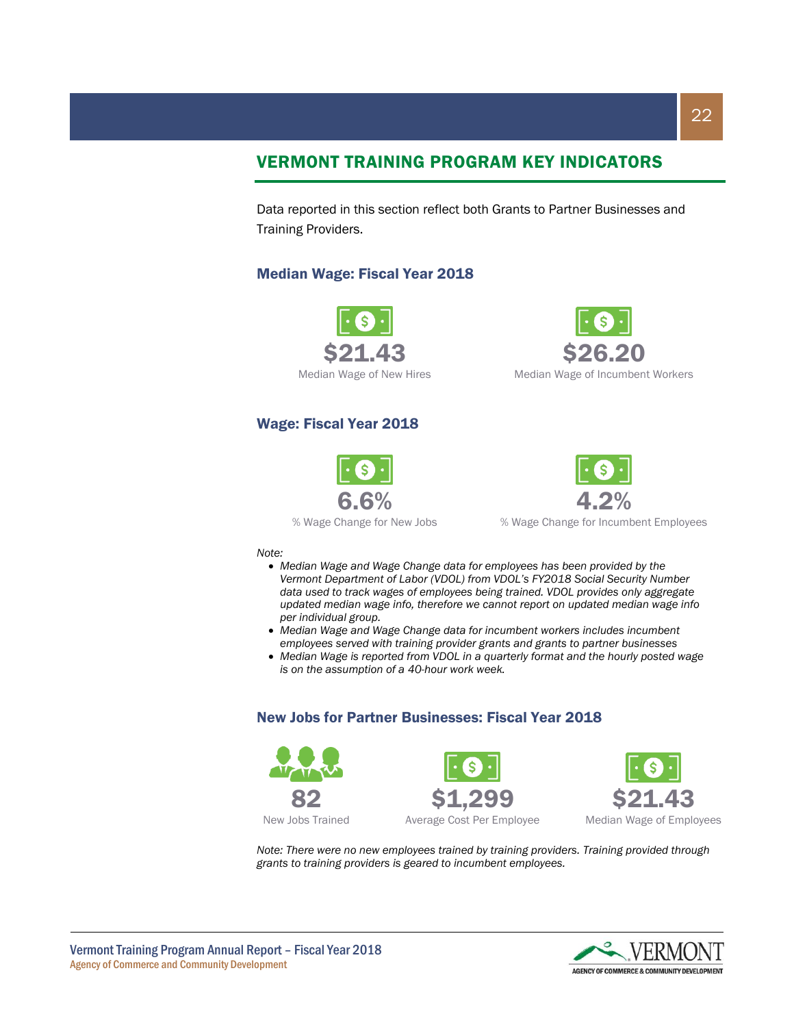## VERMONT TRAINING PROGRAM KEY INDICATORS

Data reported in this section reflect both Grants to Partner Businesses and Training Providers.

### Median Wage: Fiscal Year 2018

**$21.43**
Median Wage of New Hires

**$26.20**
Median Wage of Incumbent Workers

### Wage: Fiscal Year 2018

**6.6%**
% Wage Change for New Jobs

**4.2%**
% Wage Change for Incumbent Employees

*Note:*

- *Median Wage and Wage Change data for employees has been provided by the Vermont Department of Labor (VDOL) from VDOL's FY2018 Social Security Number data used to track wages of employees being trained. VDOL provides only aggregate updated median wage info, therefore we cannot report on updated median wage info per individual group.*
- *Median Wage and Wage Change data for incumbent workers includes incumbent employees served with training provider grants and grants to partner businesses*
- *Median Wage is reported from VDOL in a quarterly format and the hourly posted wage is on the assumption of a 40-hour work week.*

### New Jobs for Partner Businesses: Fiscal Year 2018

**82**
New Jobs Trained

**$1,299**
Average Cost Per Employee

**$21.43**
Median Wage of Employees

*Note: There were no new employees trained by training providers. Training provided through grants to training providers is geared to incumbent employees.*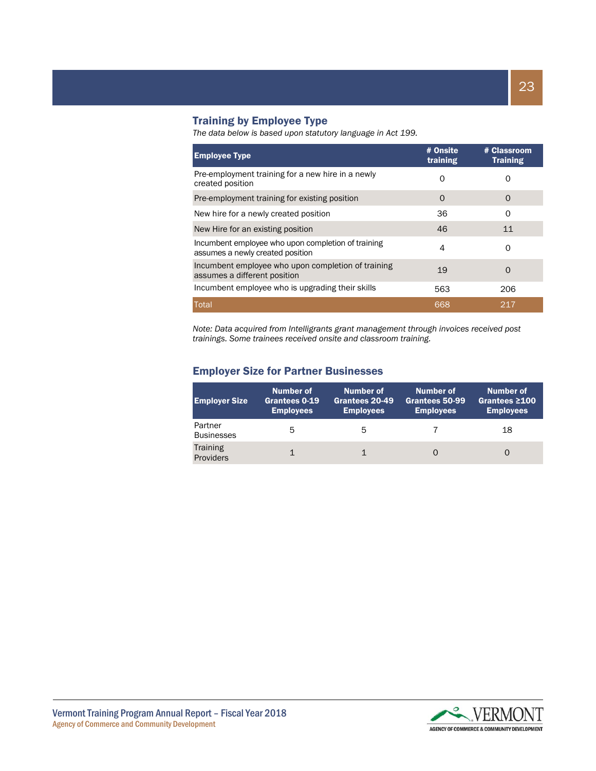## Training by Employee Type

*The data below is based upon statutory language in Act 199.*

| Employee Type | # Onsite training | # Classroom Training |
| --- | --- | --- |
| Pre-employment training for a new hire in a newly created position | 0 | 0 |
| Pre-employment training for existing position | 0 | 0 |
| New hire for a newly created position | 36 | 0 |
| New Hire for an existing position | 46 | 11 |
| Incumbent employee who upon completion of training assumes a newly created position | 4 | 0 |
| Incumbent employee who upon completion of training assumes a different position | 19 | 0 |
| Incumbent employee who is upgrading their skills | 563 | 206 |
| Total | 668 | 217 |

*Note: Data acquired from Intelligrants grant management through invoices received post trainings. Some trainees received onsite and classroom training.*

## Employer Size for Partner Businesses

| Employer Size | Number of Grantees 0-19 Employees | Number of Grantees 20-49 Employees | Number of Grantees 50-99 Employees | Number of Grantees ≥100 Employees |
| --- | --- | --- | --- | --- |
| Partner Businesses | 5 | 5 | 7 | 18 |
| Training Providers | 1 | 1 | 0 | 0 |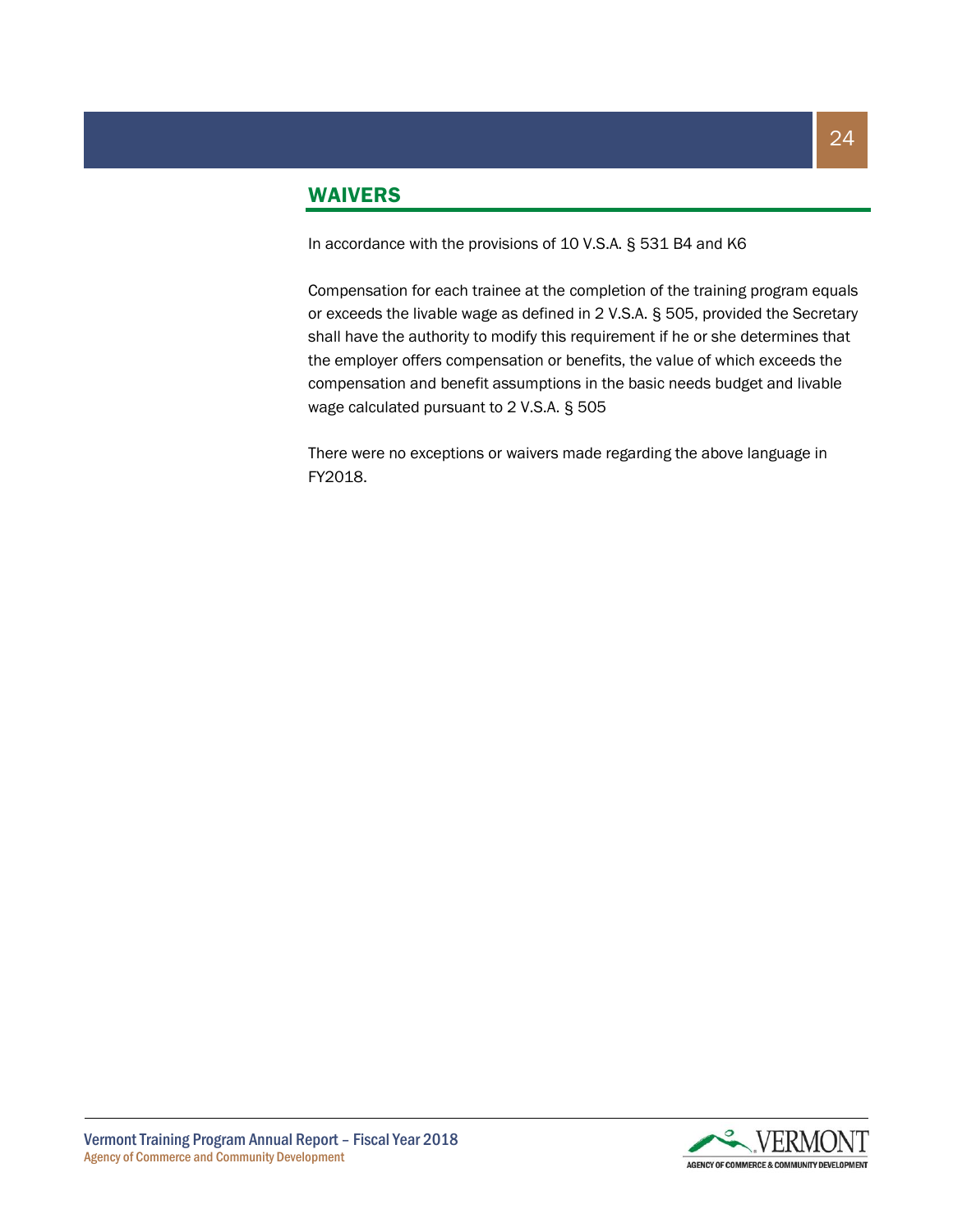## WAIVERS

In accordance with the provisions of 10 V.S.A. § 531 B4 and K6

Compensation for each trainee at the completion of the training program equals or exceeds the livable wage as defined in 2 V.S.A. § 505, provided the Secretary shall have the authority to modify this requirement if he or she determines that the employer offers compensation or benefits, the value of which exceeds the compensation and benefit assumptions in the basic needs budget and livable wage calculated pursuant to 2 V.S.A. § 505

There were no exceptions or waivers made regarding the above language in FY2018.